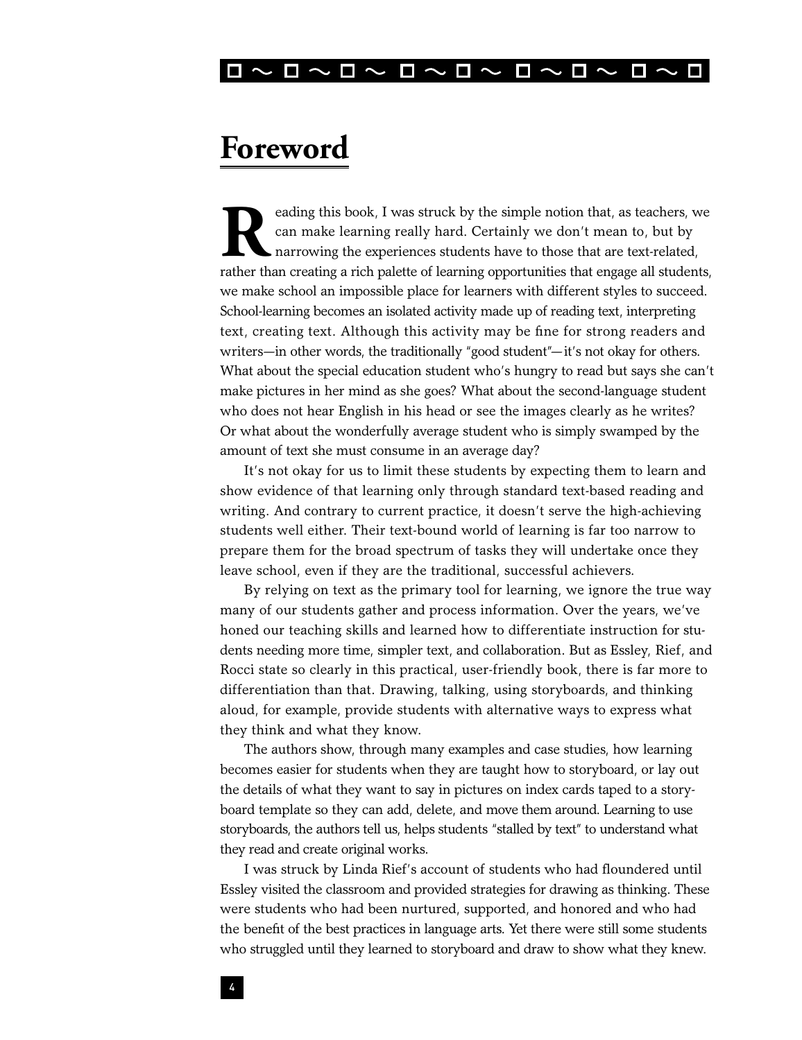# Foreword

Reading this book, I was struck by the simple notion that, as teachers, we can make learning really hard. Certainly we don't mean to, but by narrowing the experiences students have to those that are text-related, rather than creating a rich palette of learning opportunities that engage all students, we make school an impossible place for learners with different styles to succeed. School-learning becomes an isolated activity made up of reading text, interpreting text, creating text. Although this activity may be fine for strong readers and writers—in other words, the traditionally "good student"—it's not okay for others. What about the special education student who's hungry to read but says she can't make pictures in her mind as she goes? What about the second-language student who does not hear English in his head or see the images clearly as he writes? Or what about the wonderfully average student who is simply swamped by the amount of text she must consume in an average day?

It's not okay for us to limit these students by expecting them to learn and show evidence of that learning only through standard text-based reading and writing. And contrary to current practice, it doesn't serve the high-achieving students well either. Their text-bound world of learning is far too narrow to prepare them for the broad spectrum of tasks they will undertake once they leave school, even if they are the traditional, successful achievers.

By relying on text as the primary tool for learning, we ignore the true way many of our students gather and process information. Over the years, we've honed our teaching skills and learned how to differentiate instruction for students needing more time, simpler text, and collaboration. But as Essley, Rief, and Rocci state so clearly in this practical, user-friendly book, there is far more to differentiation than that. Drawing, talking, using storyboards, and thinking aloud, for example, provide students with alternative ways to express what they think and what they know.

The authors show, through many examples and case studies, how learning becomes easier for students when they are taught how to storyboard, or lay out the details of what they want to say in pictures on index cards taped to a storyboard template so they can add, delete, and move them around. Learning to use storyboards, the authors tell us, helps students "stalled by text" to understand what they read and create original works.

I was struck by Linda Rief's account of students who had floundered until Essley visited the classroom and provided strategies for drawing as thinking. These were students who had been nurtured, supported, and honored and who had the benefit of the best practices in language arts. Yet there were still some students who struggled until they learned to storyboard and draw to show what they knew.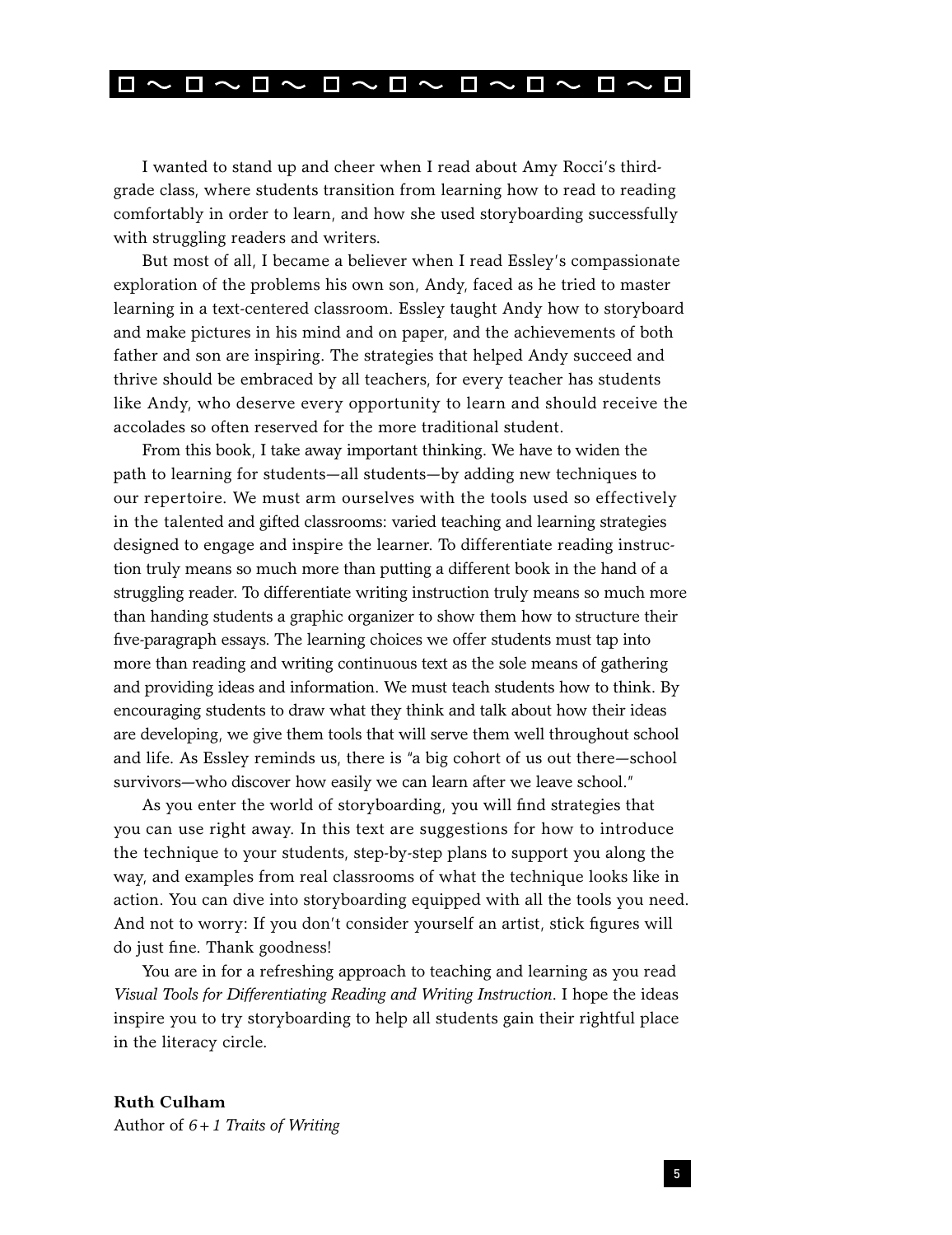I wanted to stand up and cheer when I read about Amy Rocci's third-grade class, where students transition from learning how to read to reading comfortably in order to learn, and how she used storyboarding successfully with struggling readers and writers.

But most of all, I became a believer when I read Essley's compassionate exploration of the problems his own son, Andy, faced as he tried to master learning in a text-centered classroom. Essley taught Andy how to storyboard and make pictures in his mind and on paper, and the achievements of both father and son are inspiring. The strategies that helped Andy succeed and thrive should be embraced by all teachers, for every teacher has students like Andy, who deserve every opportunity to learn and should receive the accolades so often reserved for the more traditional student.

From this book, I take away important thinking. We have to widen the path to learning for students—all students—by adding new techniques to our repertoire. We must arm ourselves with the tools used so effectively in the talented and gifted classrooms: varied teaching and learning strategies designed to engage and inspire the learner. To differentiate reading instruction truly means so much more than putting a different book in the hand of a struggling reader. To differentiate writing instruction truly means so much more than handing students a graphic organizer to show them how to structure their five-paragraph essays. The learning choices we offer students must tap into more than reading and writing continuous text as the sole means of gathering and providing ideas and information. We must teach students how to think. By encouraging students to draw what they think and talk about how their ideas are developing, we give them tools that will serve them well throughout school and life. As Essley reminds us, there is "a big cohort of us out there—school survivors—who discover how easily we can learn after we leave school."

As you enter the world of storyboarding, you will find strategies that you can use right away. In this text are suggestions for how to introduce the technique to your students, step-by-step plans to support you along the way, and examples from real classrooms of what the technique looks like in action. You can dive into storyboarding equipped with all the tools you need. And not to worry: If you don't consider yourself an artist, stick figures will do just fine. Thank goodness!

You are in for a refreshing approach to teaching and learning as you read *Visual Tools for Differentiating Reading and Writing Instruction*. I hope the ideas inspire you to try storyboarding to help all students gain their rightful place in the literacy circle.

**Ruth Culham**
Author of *6+1 Traits of Writing*